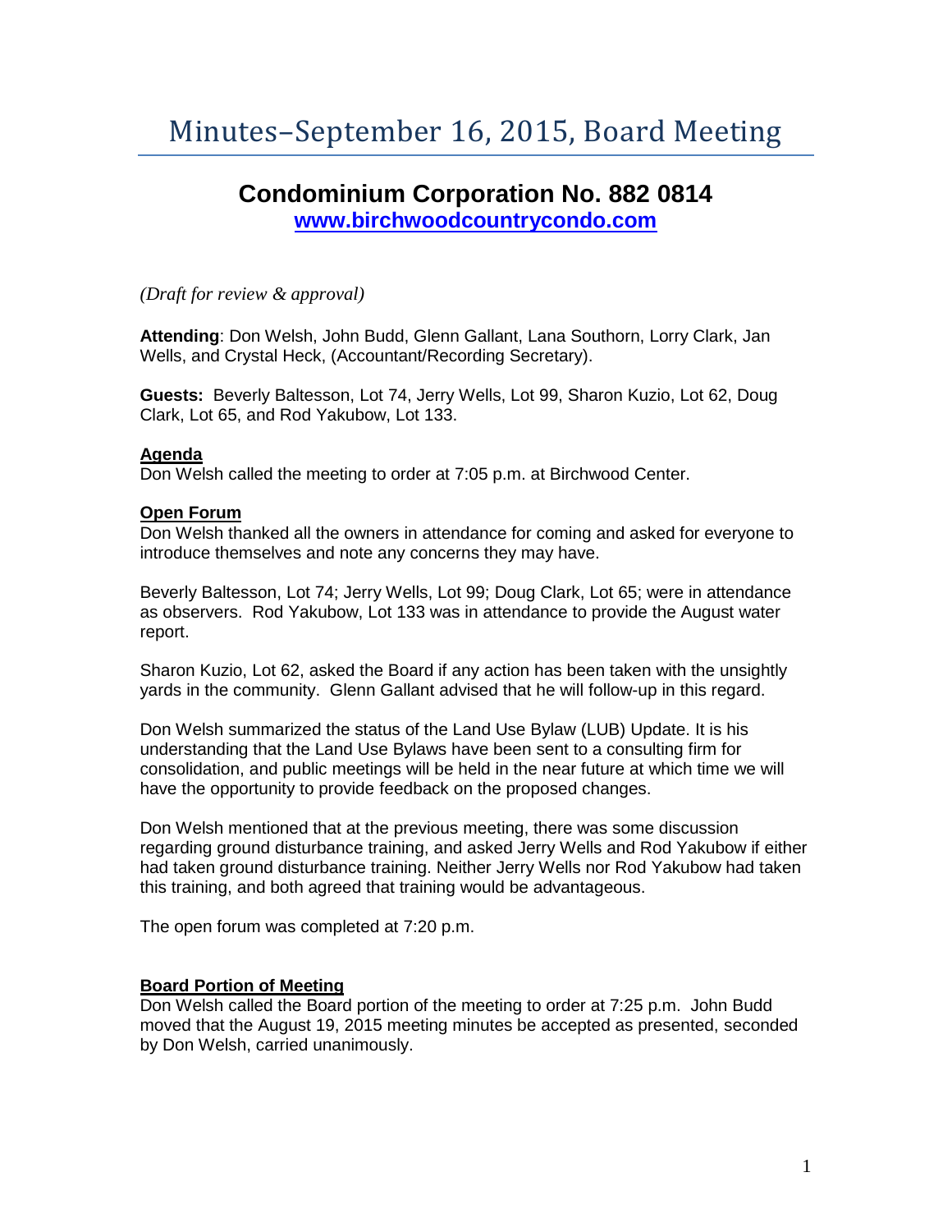# Minutes–September 16, 2015, Board Meeting

## Condominium Corporation No. 882 0814

**[www.birchwoodcountrycondo.com](http://www.birchwoodcountrycondo.com)**

*(Draft for review & approval)*

**Attending**: Don Welsh, John Budd, Glenn Gallant, Lana Southorn, Lorry Clark, Jan Wells, and Crystal Heck, (Accountant/Recording Secretary).

**Guests:** Beverly Baltesson, Lot 74, Jerry Wells, Lot 99, Sharon Kuzio, Lot 62, Doug Clark, Lot 65, and Rod Yakubow, Lot 133.

**Agenda**

Don Welsh called the meeting to order at 7:05 p.m. at Birchwood Center.

**Open Forum**

Don Welsh thanked all the owners in attendance for coming and asked for everyone to introduce themselves and note any concerns they may have.

Beverly Baltesson, Lot 74; Jerry Wells, Lot 99; Doug Clark, Lot 65; were in attendance as observers. Rod Yakubow, Lot 133 was in attendance to provide the August water report.

Sharon Kuzio, Lot 62, asked the Board if any action has been taken with the unsightly yards in the community. Glenn Gallant advised that he will follow-up in this regard.

Don Welsh summarized the status of the Land Use Bylaw (LUB) Update. It is his understanding that the Land Use Bylaws have been sent to a consulting firm for consolidation, and public meetings will be held in the near future at which time we will have the opportunity to provide feedback on the proposed changes.

Don Welsh mentioned that at the previous meeting, there was some discussion regarding ground disturbance training, and asked Jerry Wells and Rod Yakubow if either had taken ground disturbance training. Neither Jerry Wells nor Rod Yakubow had taken this training, and both agreed that training would be advantageous.

The open forum was completed at 7:20 p.m.

**Board Portion of Meeting**

Don Welsh called the Board portion of the meeting to order at 7:25 p.m. John Budd moved that the August 19, 2015 meeting minutes be accepted as presented, seconded by Don Welsh, carried unanimously.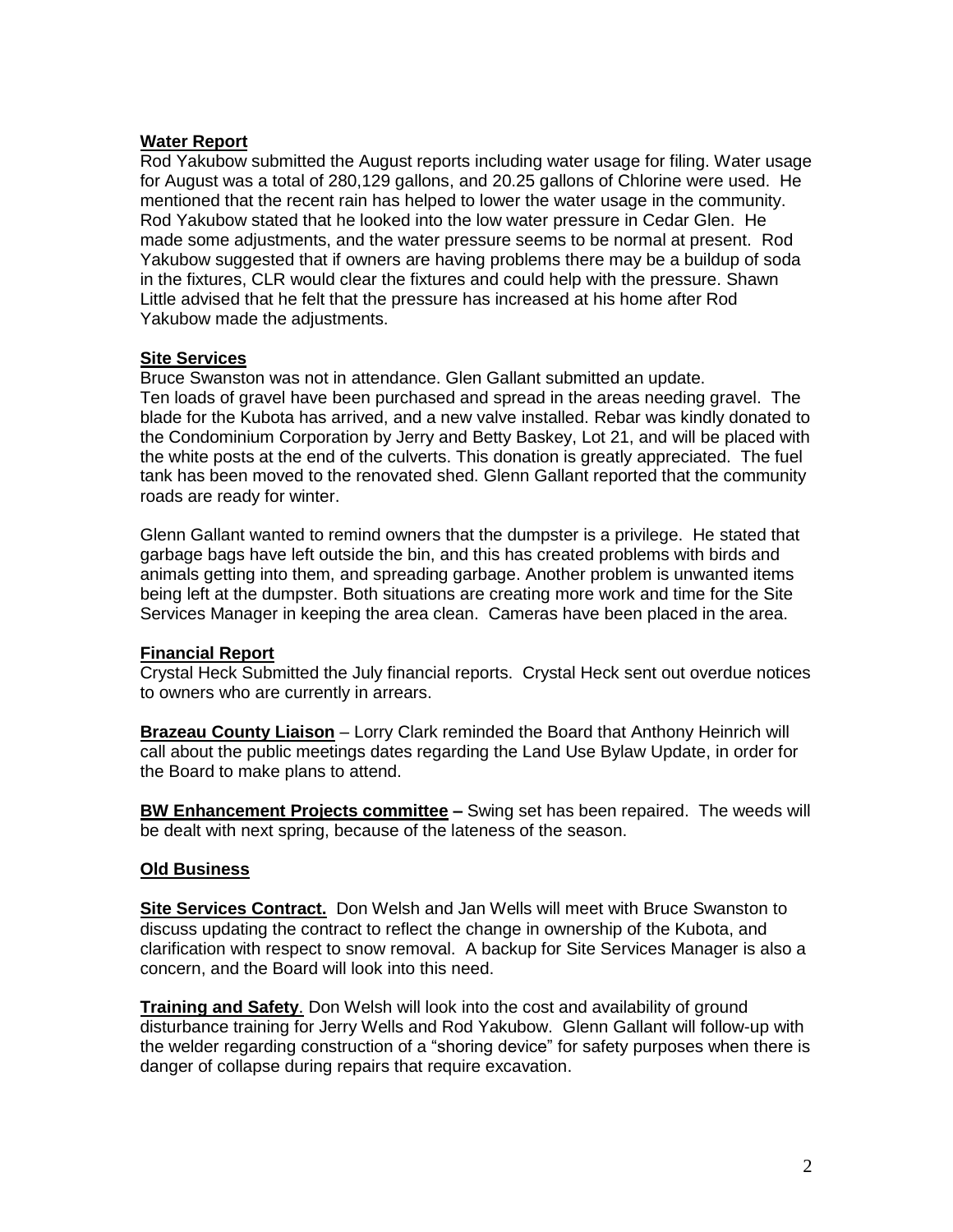**Water Report**

Rod Yakubow submitted the August reports including water usage for filing. Water usage for August was a total of 280,129 gallons, and 20.25 gallons of Chlorine were used. He mentioned that the recent rain has helped to lower the water usage in the community. Rod Yakubow stated that he looked into the low water pressure in Cedar Glen. He made some adjustments, and the water pressure seems to be normal at present. Rod Yakubow suggested that if owners are having problems there may be a buildup of soda in the fixtures, CLR would clear the fixtures and could help with the pressure. Shawn Little advised that he felt that the pressure has increased at his home after Rod Yakubow made the adjustments.

**Site Services**

Bruce Swanston was not in attendance. Glen Gallant submitted an update. Ten loads of gravel have been purchased and spread in the areas needing gravel. The blade for the Kubota has arrived, and a new valve installed. Rebar was kindly donated to the Condominium Corporation by Jerry and Betty Baskey, Lot 21, and will be placed with the white posts at the end of the culverts. This donation is greatly appreciated. The fuel tank has been moved to the renovated shed. Glenn Gallant reported that the community roads are ready for winter.

Glenn Gallant wanted to remind owners that the dumpster is a privilege. He stated that garbage bags have left outside the bin, and this has created problems with birds and animals getting into them, and spreading garbage. Another problem is unwanted items being left at the dumpster. Both situations are creating more work and time for the Site Services Manager in keeping the area clean. Cameras have been placed in the area.

**Financial Report**

Crystal Heck Submitted the July financial reports. Crystal Heck sent out overdue notices to owners who are currently in arrears.

**Brazeau County Liaison** – Lorry Clark reminded the Board that Anthony Heinrich will call about the public meetings dates regarding the Land Use Bylaw Update, in order for the Board to make plans to attend.

**BW Enhancement Projects committee –** Swing set has been repaired. The weeds will be dealt with next spring, because of the lateness of the season.

**Old Business**

**Site Services Contract.** Don Welsh and Jan Wells will meet with Bruce Swanston to discuss updating the contract to reflect the change in ownership of the Kubota, and clarification with respect to snow removal. A backup for Site Services Manager is also a concern, and the Board will look into this need.

**Training and Safety**. Don Welsh will look into the cost and availability of ground disturbance training for Jerry Wells and Rod Yakubow. Glenn Gallant will follow-up with the welder regarding construction of a "shoring device" for safety purposes when there is danger of collapse during repairs that require excavation.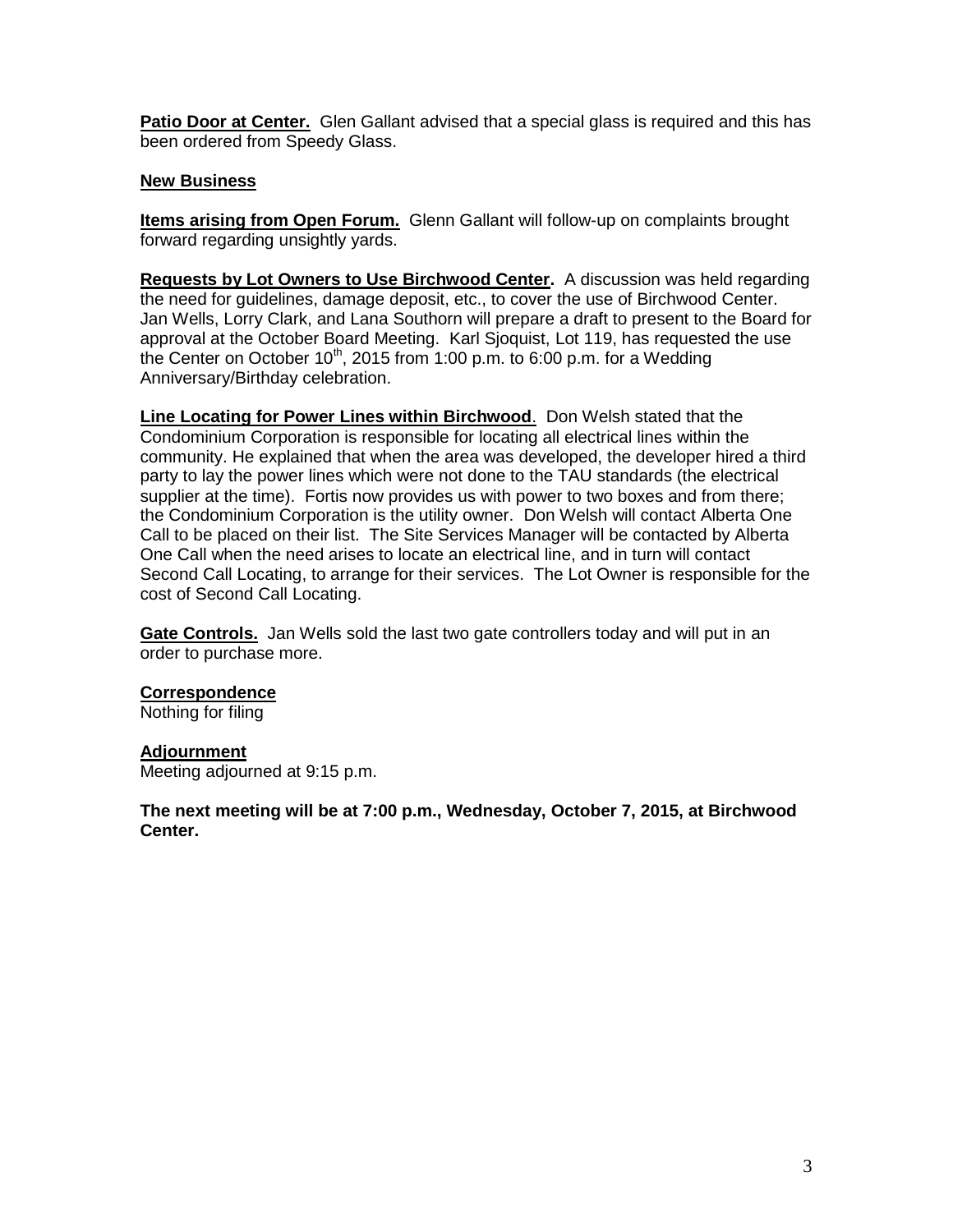**Patio Door at Center.** Glen Gallant advised that a special glass is required and this has been ordered from Speedy Glass.

**New Business**

**Items arising from Open Forum.** Glenn Gallant will follow-up on complaints brought forward regarding unsightly yards.

**Requests by Lot Owners to Use Birchwood Center.** A discussion was held regarding the need for guidelines, damage deposit, etc., to cover the use of Birchwood Center. Jan Wells, Lorry Clark, and Lana Southorn will prepare a draft to present to the Board for approval at the October Board Meeting. Karl Sjoquist, Lot 119, has requested the use the Center on October 10th, 2015 from 1:00 p.m. to 6:00 p.m. for a Wedding Anniversary/Birthday celebration.

**Line Locating for Power Lines within Birchwood**. Don Welsh stated that the Condominium Corporation is responsible for locating all electrical lines within the community. He explained that when the area was developed, the developer hired a third party to lay the power lines which were not done to the TAU standards (the electrical supplier at the time). Fortis now provides us with power to two boxes and from there; the Condominium Corporation is the utility owner. Don Welsh will contact Alberta One Call to be placed on their list. The Site Services Manager will be contacted by Alberta One Call when the need arises to locate an electrical line, and in turn will contact Second Call Locating, to arrange for their services. The Lot Owner is responsible for the cost of Second Call Locating.

**Gate Controls.** Jan Wells sold the last two gate controllers today and will put in an order to purchase more.

**Correspondence**
Nothing for filing

**Adjournment**
Meeting adjourned at 9:15 p.m.

**The next meeting will be at 7:00 p.m., Wednesday, October 7, 2015, at Birchwood Center.**